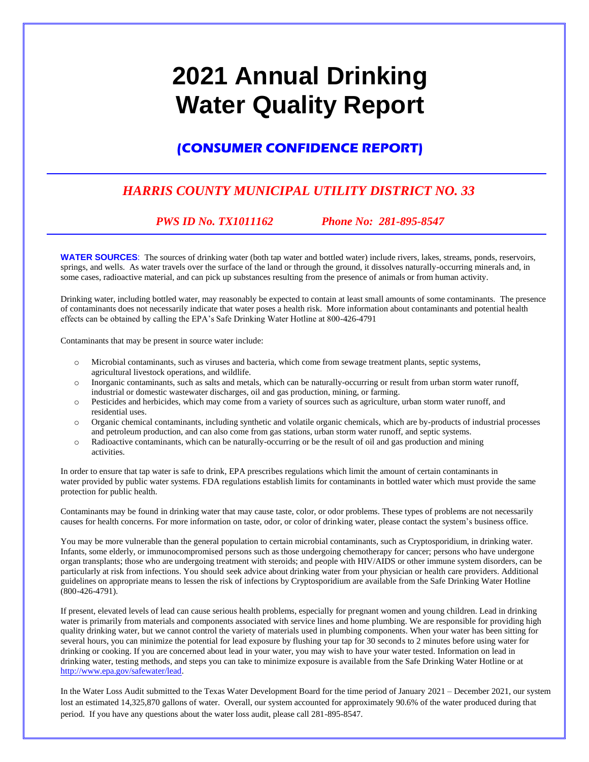# 2021 Annual Drinking Water Quality Report

## (CONSUMER CONFIDENCE REPORT)

### *HARRIS COUNTY MUNICIPAL UTILITY DISTRICT NO. 33*

***PWS ID No. TX1011162*** ***Phone No: 281-895-8547***

**WATER SOURCES**: The sources of drinking water (both tap water and bottled water) include rivers, lakes, streams, ponds, reservoirs, springs, and wells. As water travels over the surface of the land or through the ground, it dissolves naturally-occurring minerals and, in some cases, radioactive material, and can pick up substances resulting from the presence of animals or from human activity.

Drinking water, including bottled water, may reasonably be expected to contain at least small amounts of some contaminants. The presence of contaminants does not necessarily indicate that water poses a health risk. More information about contaminants and potential health effects can be obtained by calling the EPA's Safe Drinking Water Hotline at 800-426-4791

Contaminants that may be present in source water include:

- Microbial contaminants, such as viruses and bacteria, which come from sewage treatment plants, septic systems, agricultural livestock operations, and wildlife.
- Inorganic contaminants, such as salts and metals, which can be naturally-occurring or result from urban storm water runoff, industrial or domestic wastewater discharges, oil and gas production, mining, or farming.
- Pesticides and herbicides, which may come from a variety of sources such as agriculture, urban storm water runoff, and residential uses.
- Organic chemical contaminants, including synthetic and volatile organic chemicals, which are by-products of industrial processes and petroleum production, and can also come from gas stations, urban storm water runoff, and septic systems.
- Radioactive contaminants, which can be naturally-occurring or be the result of oil and gas production and mining activities.

In order to ensure that tap water is safe to drink, EPA prescribes regulations which limit the amount of certain contaminants in water provided by public water systems. FDA regulations establish limits for contaminants in bottled water which must provide the same protection for public health.

Contaminants may be found in drinking water that may cause taste, color, or odor problems. These types of problems are not necessarily causes for health concerns. For more information on taste, odor, or color of drinking water, please contact the system's business office.

You may be more vulnerable than the general population to certain microbial contaminants, such as Cryptosporidium, in drinking water. Infants, some elderly, or immunocompromised persons such as those undergoing chemotherapy for cancer; persons who have undergone organ transplants; those who are undergoing treatment with steroids; and people with HIV/AIDS or other immune system disorders, can be particularly at risk from infections. You should seek advice about drinking water from your physician or health care providers. Additional guidelines on appropriate means to lessen the risk of infections by Cryptosporidium are available from the Safe Drinking Water Hotline (800-426-4791).

If present, elevated levels of lead can cause serious health problems, especially for pregnant women and young children. Lead in drinking water is primarily from materials and components associated with service lines and home plumbing. We are responsible for providing high quality drinking water, but we cannot control the variety of materials used in plumbing components. When your water has been sitting for several hours, you can minimize the potential for lead exposure by flushing your tap for 30 seconds to 2 minutes before using water for drinking or cooking. If you are concerned about lead in your water, you may wish to have your water tested. Information on lead in drinking water, testing methods, and steps you can take to minimize exposure is available from the Safe Drinking Water Hotline or at http://www.epa.gov/safewater/lead.

In the Water Loss Audit submitted to the Texas Water Development Board for the time period of January 2021 – December 2021, our system lost an estimated 14,325,870 gallons of water. Overall, our system accounted for approximately 90.6% of the water produced during that period. If you have any questions about the water loss audit, please call 281-895-8547.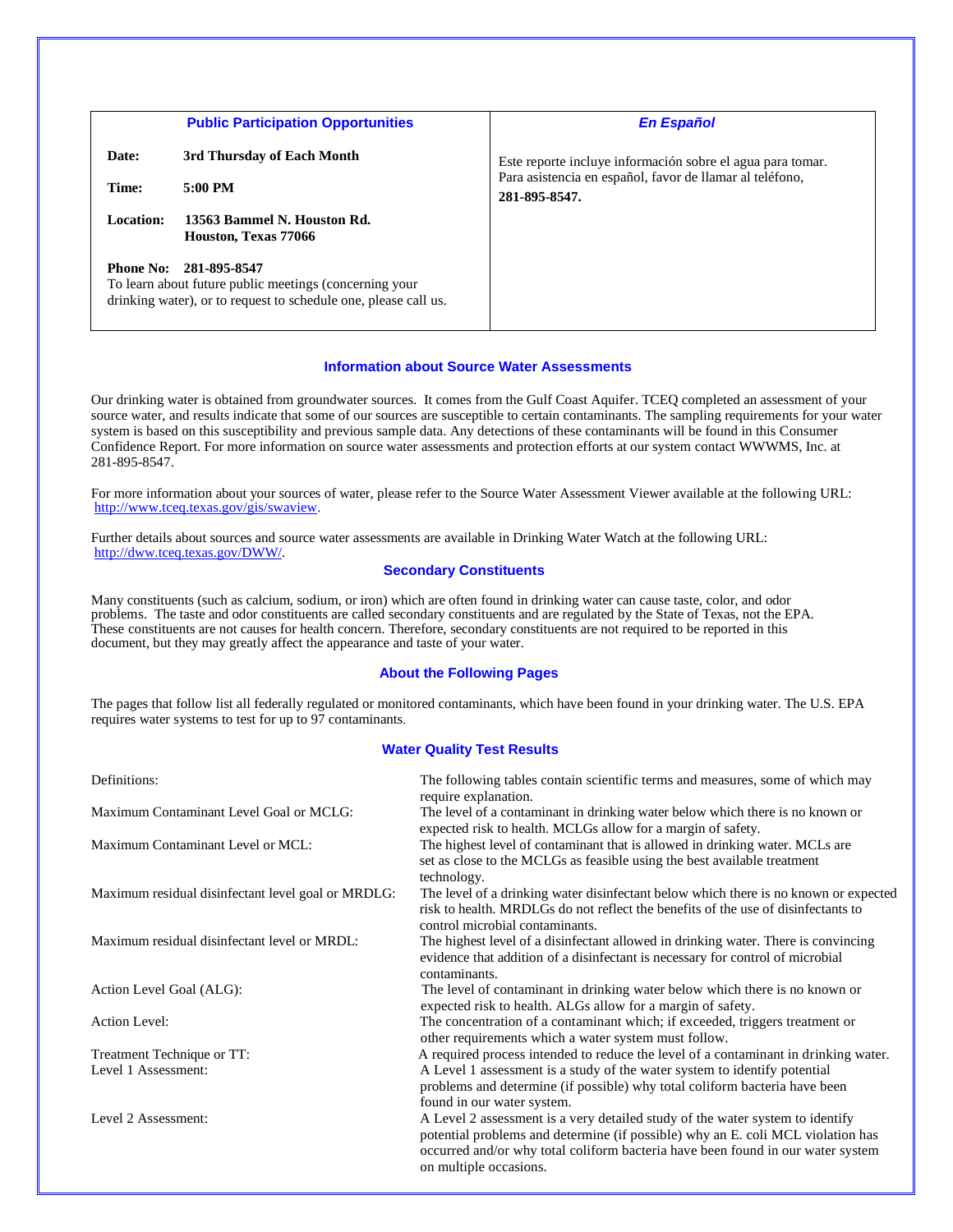| Public Participation Opportunities | En Español |
|---|---|
| **Date:** **3rd Thursday of Each Month**<br><br>**Time:** **5:00 PM**<br><br>**Location:** **13563 Bammel N. Houston Rd. Houston, Texas 77066**<br><br>**Phone No:** **281-895-8547**<br>To learn about future public meetings (concerning your drinking water), or to request to schedule one, please call us. | Este reporte incluye información sobre el agua para tomar. Para asistencia en español, favor de llamar al teléfono, **281-895-8547.** |

## Information about Source Water Assessments

Our drinking water is obtained from groundwater sources. It comes from the Gulf Coast Aquifer. TCEQ completed an assessment of your source water, and results indicate that some of our sources are susceptible to certain contaminants. The sampling requirements for your water system is based on this susceptibility and previous sample data. Any detections of these contaminants will be found in this Consumer Confidence Report. For more information on source water assessments and protection efforts at our system contact WWWMS, Inc. at 281-895-8547.

For more information about your sources of water, please refer to the Source Water Assessment Viewer available at the following URL: http://www.tceq.texas.gov/gis/swaview.

Further details about sources and source water assessments are available in Drinking Water Watch at the following URL: http://dww.tceq.texas.gov/DWW/.

## Secondary Constituents

Many constituents (such as calcium, sodium, or iron) which are often found in drinking water can cause taste, color, and odor problems. The taste and odor constituents are called secondary constituents and are regulated by the State of Texas, not the EPA. These constituents are not causes for health concern. Therefore, secondary constituents are not required to be reported in this document, but they may greatly affect the appearance and taste of your water.

## About the Following Pages

The pages that follow list all federally regulated or monitored contaminants, which have been found in your drinking water. The U.S. EPA requires water systems to test for up to 97 contaminants.

## Water Quality Test Results

| Definitions: | The following tables contain scientific terms and measures, some of which may require explanation. |
|---|---|
| Maximum Contaminant Level Goal or MCLG: | The level of a contaminant in drinking water below which there is no known or expected risk to health. MCLGs allow for a margin of safety. |
| Maximum Contaminant Level or MCL: | The highest level of contaminant that is allowed in drinking water. MCLs are set as close to the MCLGs as feasible using the best available treatment technology. |
| Maximum residual disinfectant level goal or MRDLG: | The level of a drinking water disinfectant below which there is no known or expected risk to health. MRDLGs do not reflect the benefits of the use of disinfectants to control microbial contaminants. |
| Maximum residual disinfectant level or MRDL: | The highest level of a disinfectant allowed in drinking water. There is convincing evidence that addition of a disinfectant is necessary for control of microbial contaminants. |
| Action Level Goal (ALG): | The level of contaminant in drinking water below which there is no known or expected risk to health. ALGs allow for a margin of safety. |
| Action Level: | The concentration of a contaminant which; if exceeded, triggers treatment or other requirements which a water system must follow. |
| Treatment Technique or TT: | A required process intended to reduce the level of a contaminant in drinking water. |
| Level 1 Assessment: | A Level 1 assessment is a study of the water system to identify potential problems and determine (if possible) why total coliform bacteria have been found in our water system. |
| Level 2 Assessment: | A Level 2 assessment is a very detailed study of the water system to identify potential problems and determine (if possible) why an E. coli MCL violation has occurred and/or why total coliform bacteria have been found in our water system on multiple occasions. |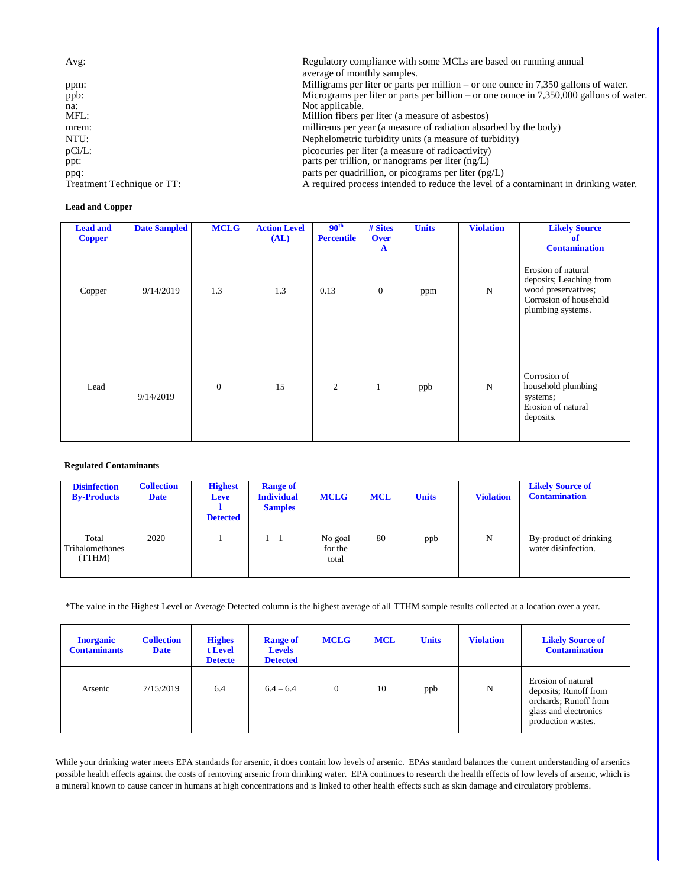| | |
|---|---|
| Avg: | Regulatory compliance with some MCLs are based on running annual average of monthly samples. |
| ppm: | Milligrams per liter or parts per million – or one ounce in 7,350 gallons of water. |
| ppb: | Micrograms per liter or parts per billion – or one ounce in 7,350,000 gallons of water. |
| na: | Not applicable. |
| MFL: | Million fibers per liter (a measure of asbestos) |
| mrem: | millirems per year (a measure of radiation absorbed by the body) |
| NTU: | Nephelometric turbidity units (a measure of turbidity) |
| pCi/L: | picocuries per liter (a measure of radioactivity) |
| ppt: | parts per trillion, or nanograms per liter (ng/L) |
| ppq: | parts per quadrillion, or picograms per liter (pg/L) |
| Treatment Technique or TT: | A required process intended to reduce the level of a contaminant in drinking water. |

**Lead and Copper**

| Lead and Copper | Date Sampled | MCLG | Action Level (AL) | 90th Percentile | # Sites Over A | Units | Violation | Likely Source of Contamination |
|---|---|---|---|---|---|---|---|---|
| Copper | 9/14/2019 | 1.3 | 1.3 | 0.13 | 0 | ppm | N | Erosion of natural deposits; Leaching from wood preservatives; Corrosion of household plumbing systems. |
| Lead | 9/14/2019 | 0 | 15 | 2 | 1 | ppb | N | Corrosion of household plumbing systems; Erosion of natural deposits. |

**Regulated Contaminants**

| Disinfection By-Products | Collection Date | Highest Level Detected | Range of Individual Samples | MCLG | MCL | Units | Violation | Likely Source of Contamination |
|---|---|---|---|---|---|---|---|---|
| Total Trihalomethanes (TTHM) | 2020 | 1 | 1 – 1 | No goal for the total | 80 | ppb | N | By-product of drinking water disinfection. |

*The value in the Highest Level or Average Detected column is the highest average of all TTHM sample results collected at a location over a year.

| Inorganic Contaminants | Collection Date | Highest Level Detected | Range of Levels Detected | MCLG | MCL | Units | Violation | Likely Source of Contamination |
|---|---|---|---|---|---|---|---|---|
| Arsenic | 7/15/2019 | 6.4 | 6.4 – 6.4 | 0 | 10 | ppb | N | Erosion of natural deposits; Runoff from orchards; Runoff from glass and electronics production wastes. |

While your drinking water meets EPA standards for arsenic, it does contain low levels of arsenic. EPAs standard balances the current understanding of arsenics possible health effects against the costs of removing arsenic from drinking water. EPA continues to research the health effects of low levels of arsenic, which is a mineral known to cause cancer in humans at high concentrations and is linked to other health effects such as skin damage and circulatory problems.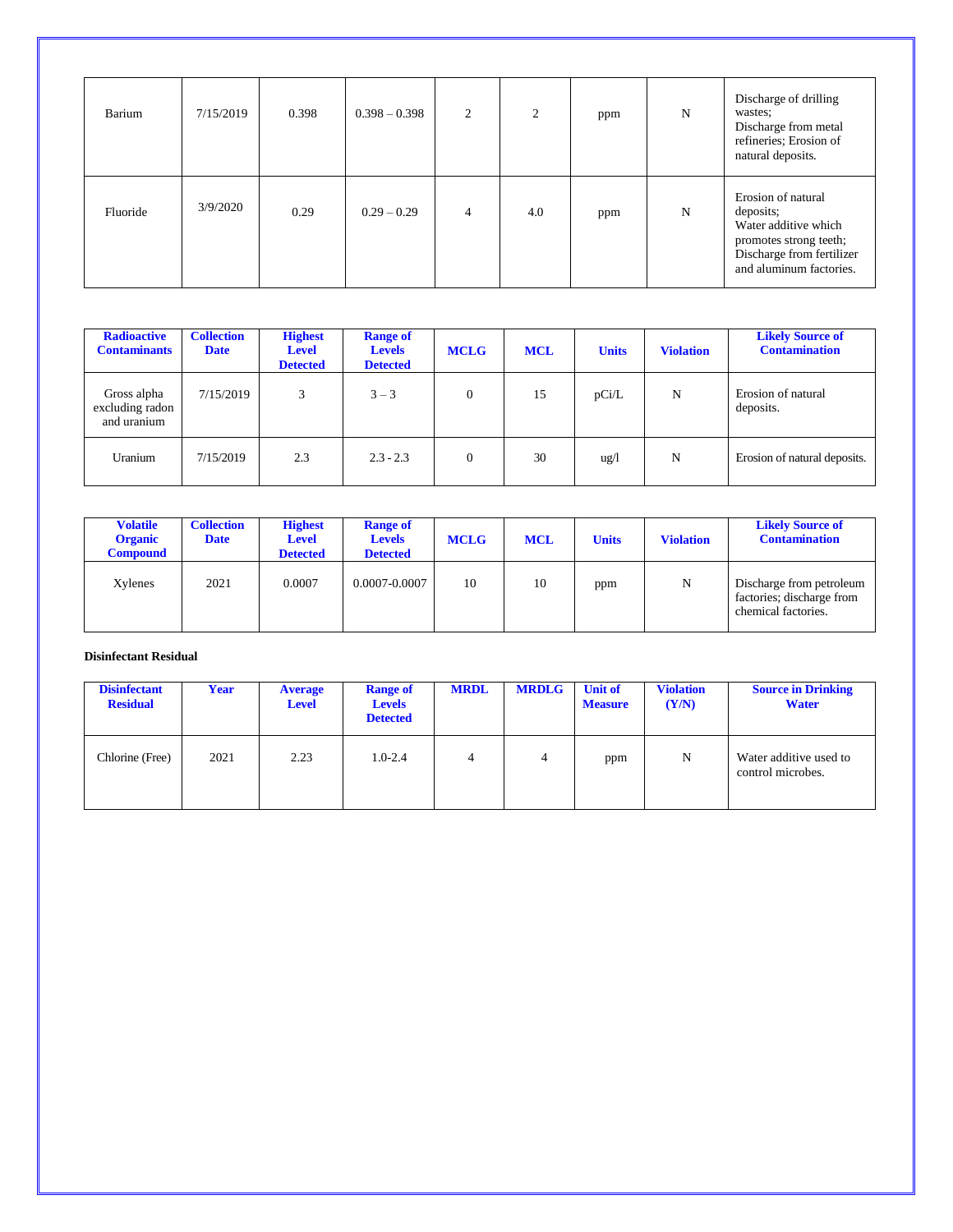| | | | | | | | | |
|---|---|---|---|---|---|---|---|---|
| Barium | 7/15/2019 | 0.398 | 0.398 – 0.398 | 2 | 2 | ppm | N | Discharge of drilling wastes; Discharge from metal refineries; Erosion of natural deposits. |
| Fluoride | 3/9/2020 | 0.29 | 0.29 – 0.29 | 4 | 4.0 | ppm | N | Erosion of natural deposits; Water additive which promotes strong teeth; Discharge from fertilizer and aluminum factories. |

| Radioactive Contaminants | Collection Date | Highest Level Detected | Range of Levels Detected | MCLG | MCL | Units | Violation | Likely Source of Contamination |
|---|---|---|---|---|---|---|---|---|
| Gross alpha excluding radon and uranium | 7/15/2019 | 3 | 3 – 3 | 0 | 15 | pCi/L | N | Erosion of natural deposits. |
| Uranium | 7/15/2019 | 2.3 | 2.3 - 2.3 | 0 | 30 | ug/l | N | Erosion of natural deposits. |

| Volatile Organic Compound | Collection Date | Highest Level Detected | Range of Levels Detected | MCLG | MCL | Units | Violation | Likely Source of Contamination |
|---|---|---|---|---|---|---|---|---|
| Xylenes | 2021 | 0.0007 | 0.0007-0.0007 | 10 | 10 | ppm | N | Discharge from petroleum factories; discharge from chemical factories. |

**Disinfectant Residual**

| Disinfectant Residual | Year | Average Level | Range of Levels Detected | MRDL | MRDLG | Unit of Measure | Violation (Y/N) | Source in Drinking Water |
|---|---|---|---|---|---|---|---|---|
| Chlorine (Free) | 2021 | 2.23 | 1.0-2.4 | 4 | 4 | ppm | N | Water additive used to control microbes. |